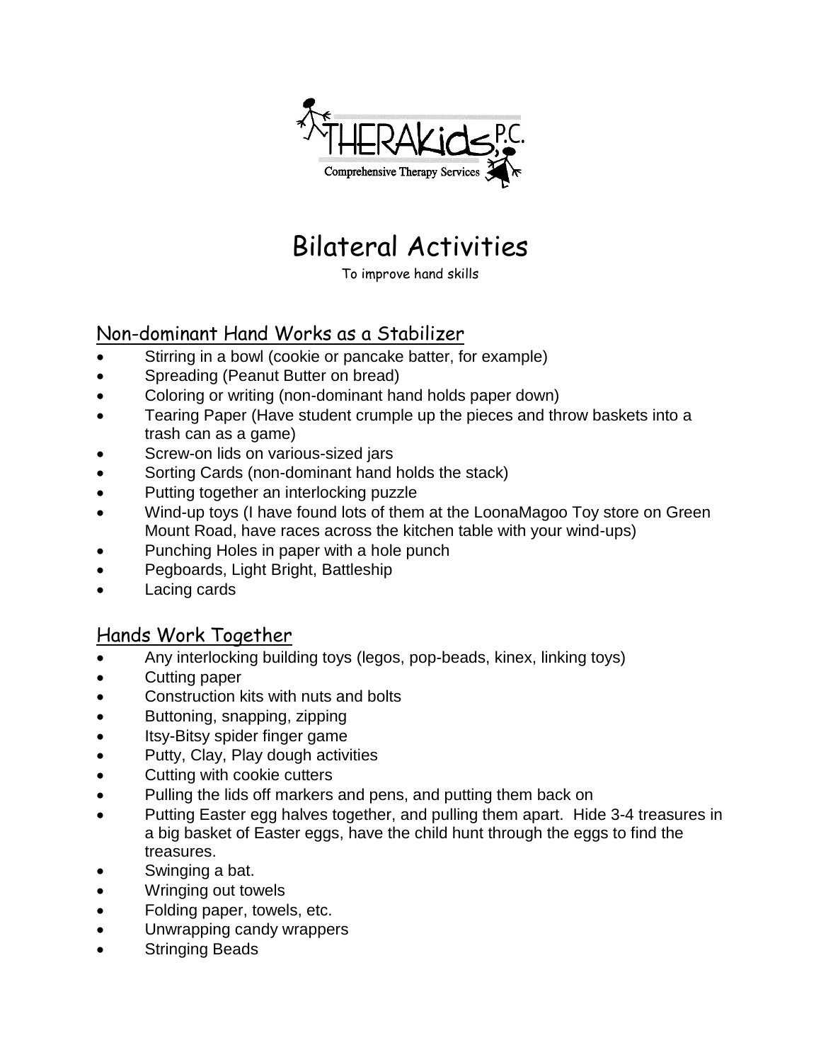THERAKids, P.C.

Comprehensive Therapy Services

# Bilateral Activities

To improve hand skills

## Non-dominant Hand Works as a Stabilizer

- Stirring in a bowl (cookie or pancake batter, for example)
- Spreading (Peanut Butter on bread)
- Coloring or writing (non-dominant hand holds paper down)
- Tearing Paper (Have student crumple up the pieces and throw baskets into a trash can as a game)
- Screw-on lids on various-sized jars
- Sorting Cards (non-dominant hand holds the stack)
- Putting together an interlocking puzzle
- Wind-up toys (I have found lots of them at the LoonaMagoo Toy store on Green Mount Road, have races across the kitchen table with your wind-ups)
- Punching Holes in paper with a hole punch
- Pegboards, Light Bright, Battleship
- Lacing cards

## Hands Work Together

- Any interlocking building toys (legos, pop-beads, kinex, linking toys)
- Cutting paper
- Construction kits with nuts and bolts
- Buttoning, snapping, zipping
- Itsy-Bitsy spider finger game
- Putty, Clay, Play dough activities
- Cutting with cookie cutters
- Pulling the lids off markers and pens, and putting them back on
- Putting Easter egg halves together, and pulling them apart. Hide 3-4 treasures in a big basket of Easter eggs, have the child hunt through the eggs to find the treasures.
- Swinging a bat.
- Wringing out towels
- Folding paper, towels, etc.
- Unwrapping candy wrappers
- Stringing Beads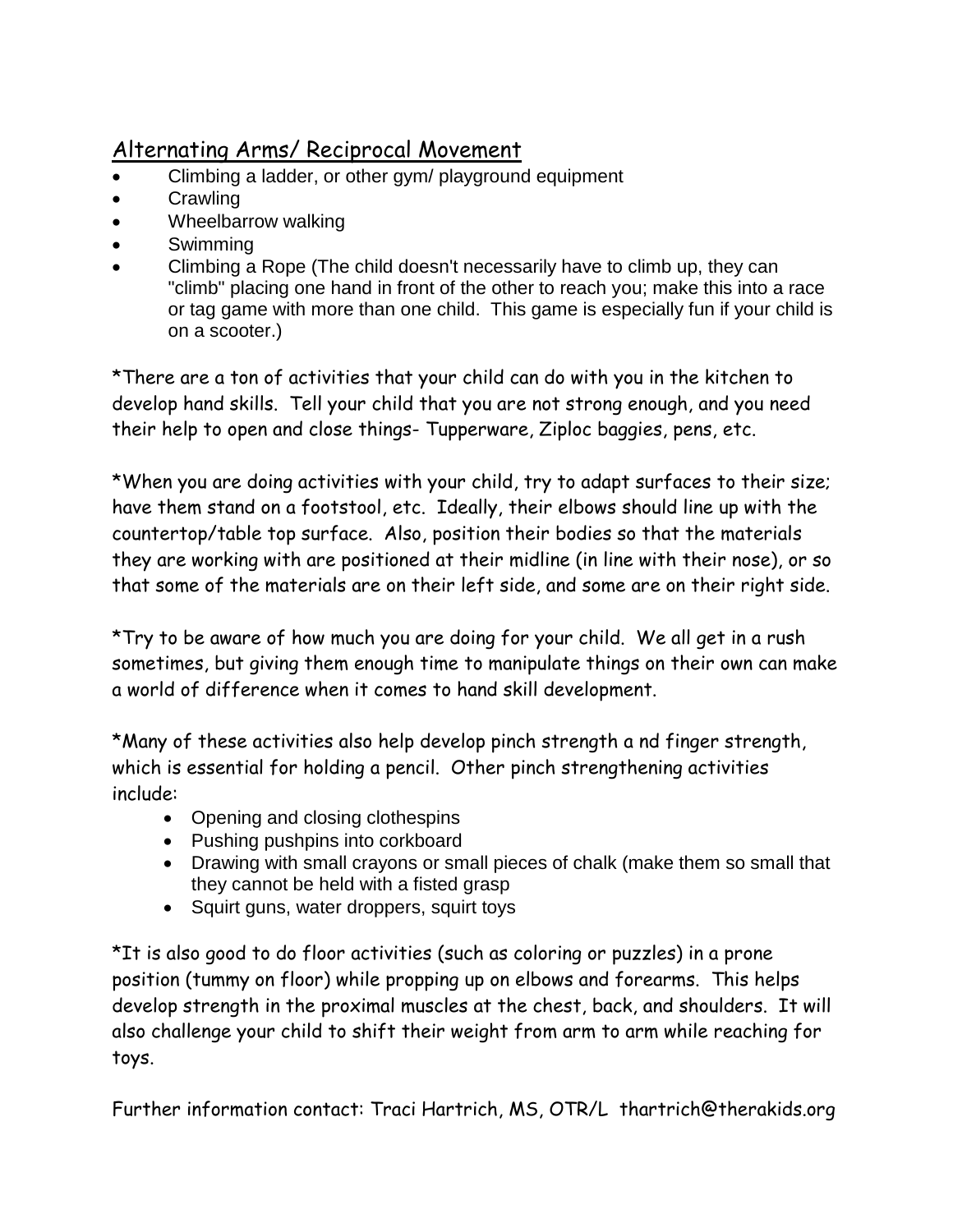## Alternating Arms/ Reciprocal Movement

- Climbing a ladder, or other gym/ playground equipment
- Crawling
- Wheelbarrow walking
- Swimming
- Climbing a Rope (The child doesn't necessarily have to climb up, they can "climb" placing one hand in front of the other to reach you; make this into a race or tag game with more than one child. This game is especially fun if your child is on a scooter.)

*There are a ton of activities that your child can do with you in the kitchen to develop hand skills. Tell your child that you are not strong enough, and you need their help to open and close things- Tupperware, Ziploc baggies, pens, etc.

*When you are doing activities with your child, try to adapt surfaces to their size; have them stand on a footstool, etc. Ideally, their elbows should line up with the countertop/table top surface. Also, position their bodies so that the materials they are working with are positioned at their midline (in line with their nose), or so that some of the materials are on their left side, and some are on their right side.

*Try to be aware of how much you are doing for your child. We all get in a rush sometimes, but giving them enough time to manipulate things on their own can make a world of difference when it comes to hand skill development.

*Many of these activities also help develop pinch strength a nd finger strength, which is essential for holding a pencil. Other pinch strengthening activities include:

- Opening and closing clothespins
- Pushing pushpins into corkboard
- Drawing with small crayons or small pieces of chalk (make them so small that they cannot be held with a fisted grasp
- Squirt guns, water droppers, squirt toys

*It is also good to do floor activities (such as coloring or puzzles) in a prone position (tummy on floor) while propping up on elbows and forearms. This helps develop strength in the proximal muscles at the chest, back, and shoulders. It will also challenge your child to shift their weight from arm to arm while reaching for toys.

Further information contact: Traci Hartrich, MS, OTR/L thartrich@therakids.org